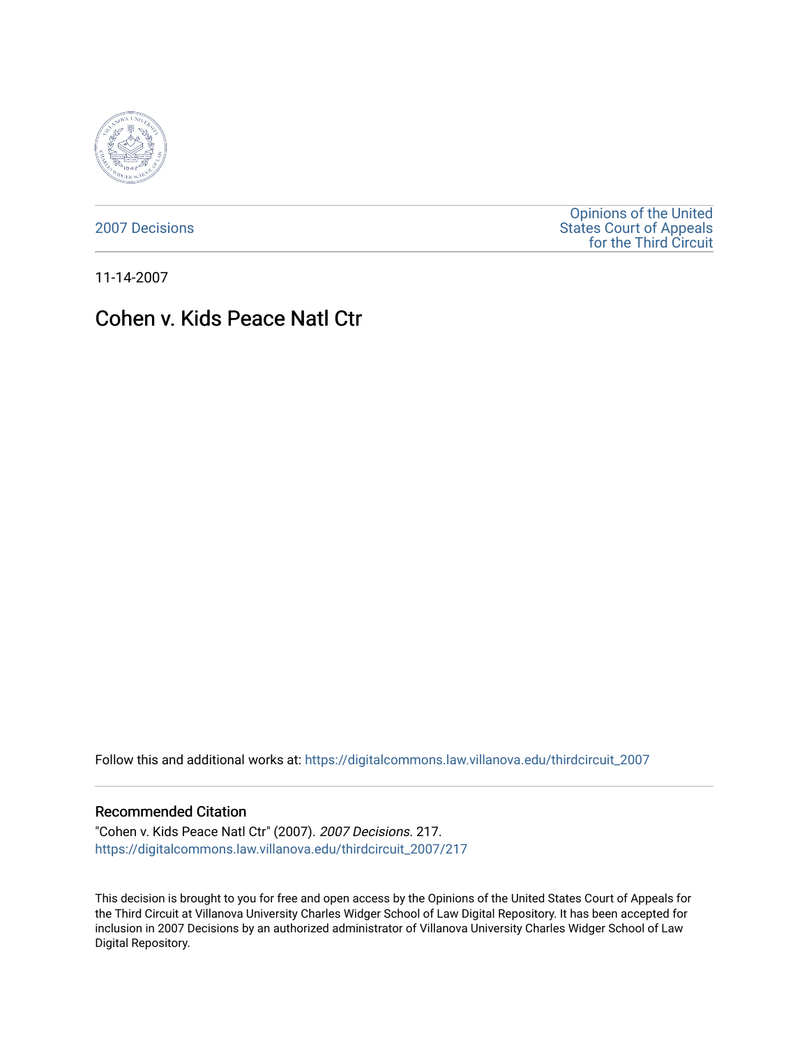2007 Decisions

Opinions of the United States Court of Appeals for the Third Circuit

11-14-2007

# Cohen v. Kids Peace Natl Ctr

Follow this and additional works at: https://digitalcommons.law.villanova.edu/thirdcircuit_2007

## Recommended Citation

"Cohen v. Kids Peace Natl Ctr" (2007). *2007 Decisions*. 217.
https://digitalcommons.law.villanova.edu/thirdcircuit_2007/217

This decision is brought to you for free and open access by the Opinions of the United States Court of Appeals for the Third Circuit at Villanova University Charles Widger School of Law Digital Repository. It has been accepted for inclusion in 2007 Decisions by an authorized administrator of Villanova University Charles Widger School of Law Digital Repository.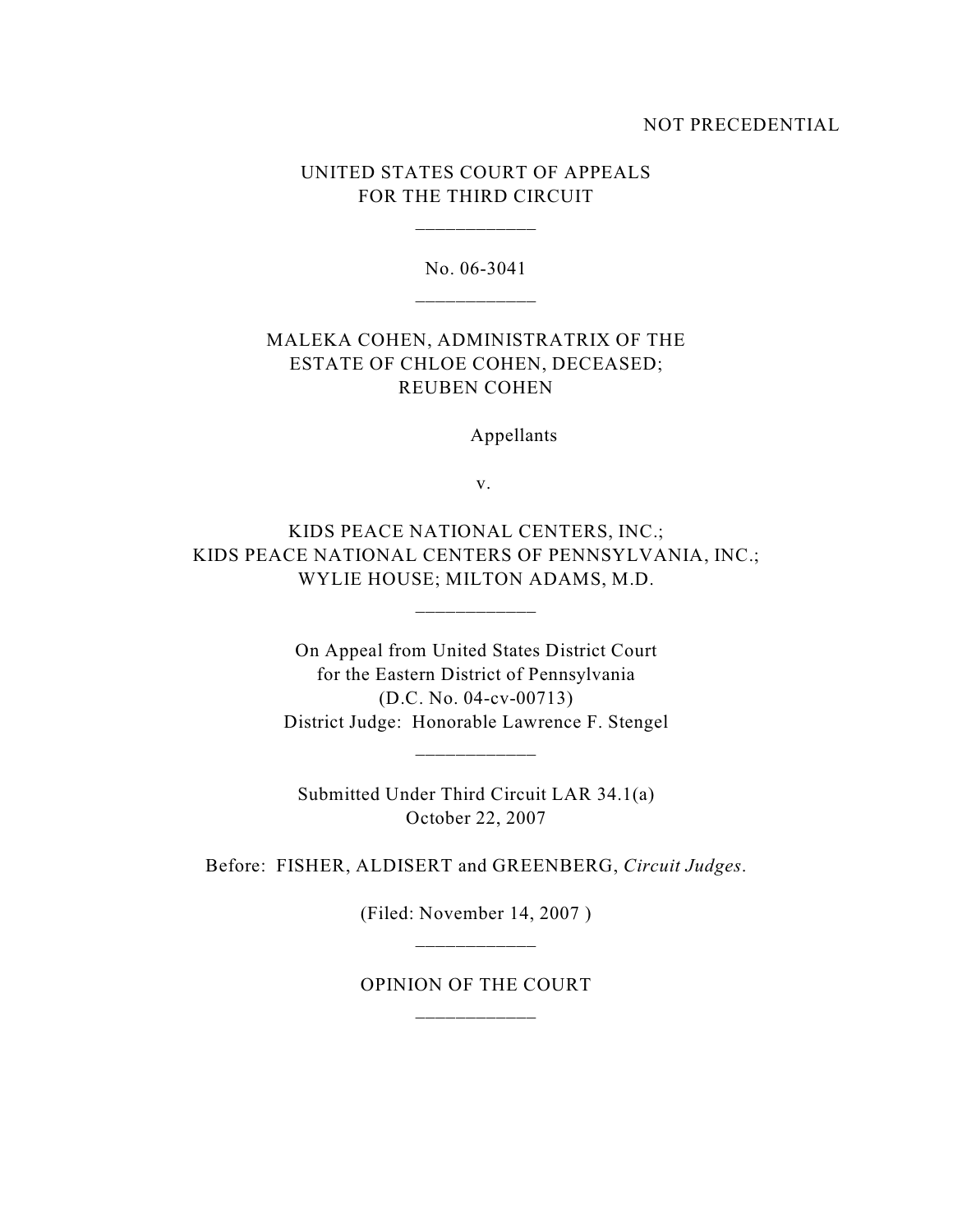NOT PRECEDENTIAL

UNITED STATES COURT OF APPEALS
FOR THE THIRD CIRCUIT

___________

No. 06-3041

___________

MALEKA COHEN, ADMINISTRATRIX OF THE ESTATE OF CHLOE COHEN, DECEASED; REUBEN COHEN

Appellants

v.

KIDS PEACE NATIONAL CENTERS, INC.; KIDS PEACE NATIONAL CENTERS OF PENNSYLVANIA, INC.; WYLIE HOUSE; MILTON ADAMS, M.D.

___________

On Appeal from United States District Court
for the Eastern District of Pennsylvania
(D.C. No. 04-cv-00713)
District Judge: Honorable Lawrence F. Stengel

___________

Submitted Under Third Circuit LAR 34.1(a)
October 22, 2007

Before: FISHER, ALDISERT and GREENBERG, *Circuit Judges*.

(Filed: November 14, 2007 )

___________

OPINION OF THE COURT

___________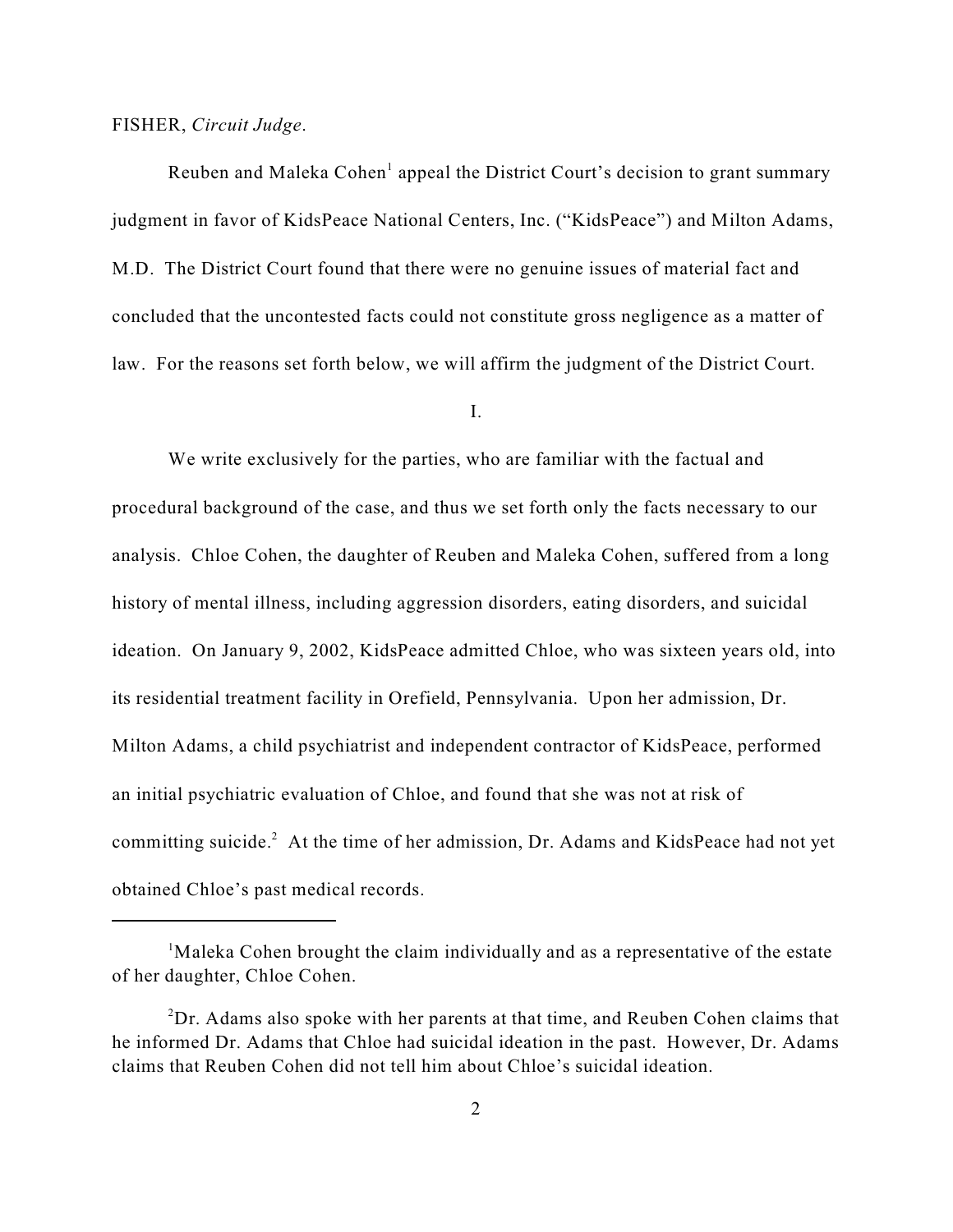FISHER, *Circuit Judge*.

Reuben and Maleka Cohen[1] appeal the District Court's decision to grant summary judgment in favor of KidsPeace National Centers, Inc. ("KidsPeace") and Milton Adams, M.D. The District Court found that there were no genuine issues of material fact and concluded that the uncontested facts could not constitute gross negligence as a matter of law. For the reasons set forth below, we will affirm the judgment of the District Court.

I.

We write exclusively for the parties, who are familiar with the factual and procedural background of the case, and thus we set forth only the facts necessary to our analysis. Chloe Cohen, the daughter of Reuben and Maleka Cohen, suffered from a long history of mental illness, including aggression disorders, eating disorders, and suicidal ideation. On January 9, 2002, KidsPeace admitted Chloe, who was sixteen years old, into its residential treatment facility in Orefield, Pennsylvania. Upon her admission, Dr. Milton Adams, a child psychiatrist and independent contractor of KidsPeace, performed an initial psychiatric evaluation of Chloe, and found that she was not at risk of committing suicide.[2] At the time of her admission, Dr. Adams and KidsPeace had not yet obtained Chloe's past medical records.

---

[1] Maleka Cohen brought the claim individually and as a representative of the estate of her daughter, Chloe Cohen.

[2] Dr. Adams also spoke with her parents at that time, and Reuben Cohen claims that he informed Dr. Adams that Chloe had suicidal ideation in the past. However, Dr. Adams claims that Reuben Cohen did not tell him about Chloe's suicidal ideation.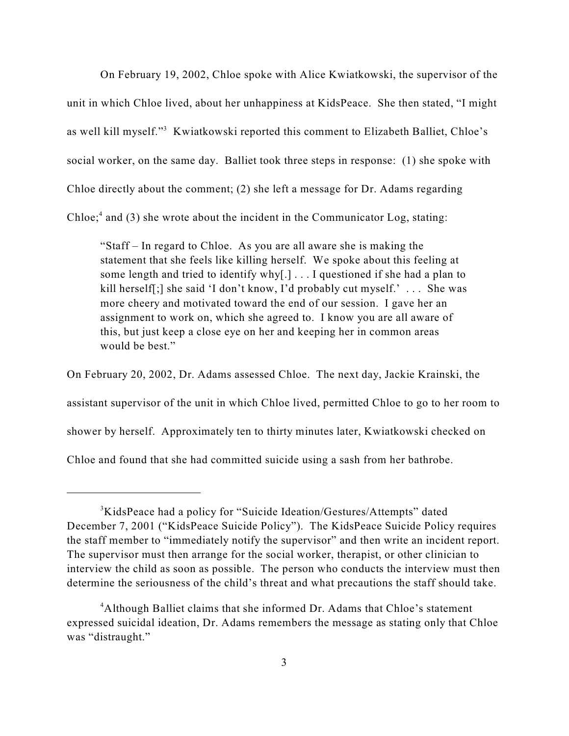On February 19, 2002, Chloe spoke with Alice Kwiatkowski, the supervisor of the unit in which Chloe lived, about her unhappiness at KidsPeace. She then stated, "I might as well kill myself."[3] Kwiatkowski reported this comment to Elizabeth Balliet, Chloe's social worker, on the same day. Balliet took three steps in response: (1) she spoke with Chloe directly about the comment; (2) she left a message for Dr. Adams regarding Chloe;[4] and (3) she wrote about the incident in the Communicator Log, stating:

> "Staff – In regard to Chloe. As you are all aware she is making the statement that she feels like killing herself. We spoke about this feeling at some length and tried to identify why[.] . . . I questioned if she had a plan to kill herself[;] she said 'I don't know, I'd probably cut myself.' . . . She was more cheery and motivated toward the end of our session. I gave her an assignment to work on, which she agreed to. I know you are all aware of this, but just keep a close eye on her and keeping her in common areas would be best."

On February 20, 2002, Dr. Adams assessed Chloe. The next day, Jackie Krainski, the assistant supervisor of the unit in which Chloe lived, permitted Chloe to go to her room to shower by herself. Approximately ten to thirty minutes later, Kwiatkowski checked on Chloe and found that she had committed suicide using a sash from her bathrobe.

---

[3] KidsPeace had a policy for "Suicide Ideation/Gestures/Attempts" dated December 7, 2001 ("KidsPeace Suicide Policy"). The KidsPeace Suicide Policy requires the staff member to "immediately notify the supervisor" and then write an incident report. The supervisor must then arrange for the social worker, therapist, or other clinician to interview the child as soon as possible. The person who conducts the interview must then determine the seriousness of the child's threat and what precautions the staff should take.

[4] Although Balliet claims that she informed Dr. Adams that Chloe's statement expressed suicidal ideation, Dr. Adams remembers the message as stating only that Chloe was "distraught."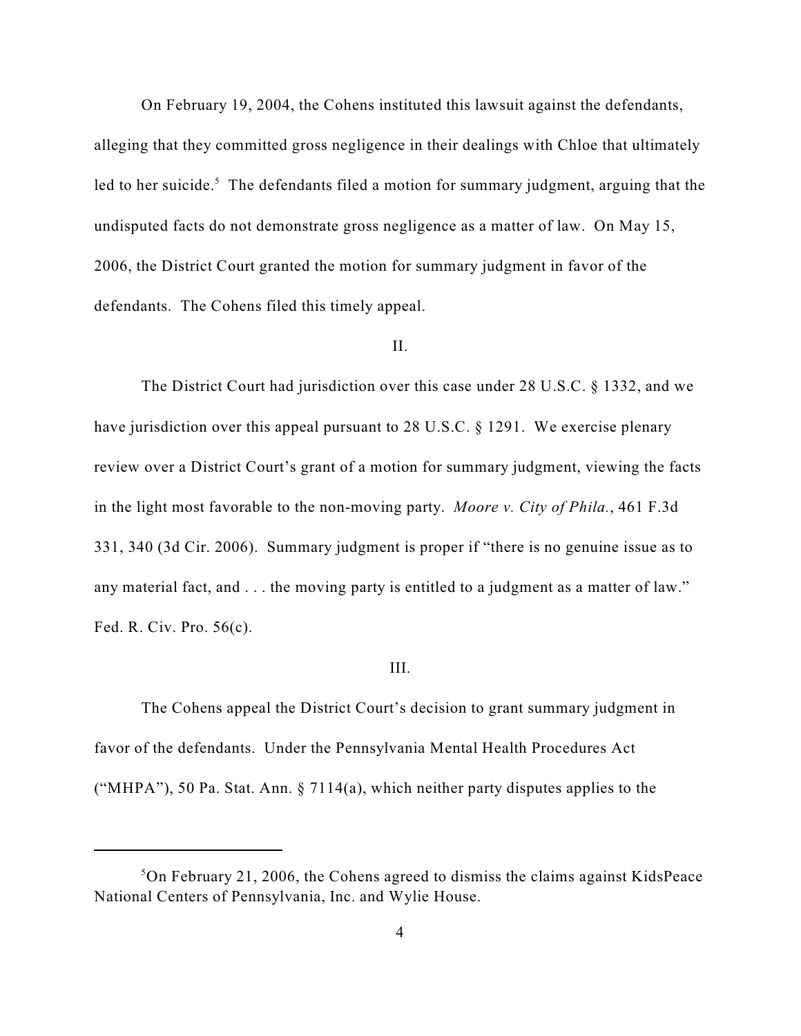On February 19, 2004, the Cohens instituted this lawsuit against the defendants, alleging that they committed gross negligence in their dealings with Chloe that ultimately led to her suicide.[5] The defendants filed a motion for summary judgment, arguing that the undisputed facts do not demonstrate gross negligence as a matter of law. On May 15, 2006, the District Court granted the motion for summary judgment in favor of the defendants. The Cohens filed this timely appeal.

## II.

The District Court had jurisdiction over this case under 28 U.S.C. § 1332, and we have jurisdiction over this appeal pursuant to 28 U.S.C. § 1291. We exercise plenary review over a District Court's grant of a motion for summary judgment, viewing the facts in the light most favorable to the non-moving party. *Moore v. City of Phila.*, 461 F.3d 331, 340 (3d Cir. 2006). Summary judgment is proper if "there is no genuine issue as to any material fact, and . . . the moving party is entitled to a judgment as a matter of law." Fed. R. Civ. Pro. 56(c).

## III.

The Cohens appeal the District Court's decision to grant summary judgment in favor of the defendants. Under the Pennsylvania Mental Health Procedures Act ("MHPA"), 50 Pa. Stat. Ann. § 7114(a), which neither party disputes applies to the

---

[5] On February 21, 2006, the Cohens agreed to dismiss the claims against KidsPeace National Centers of Pennsylvania, Inc. and Wylie House.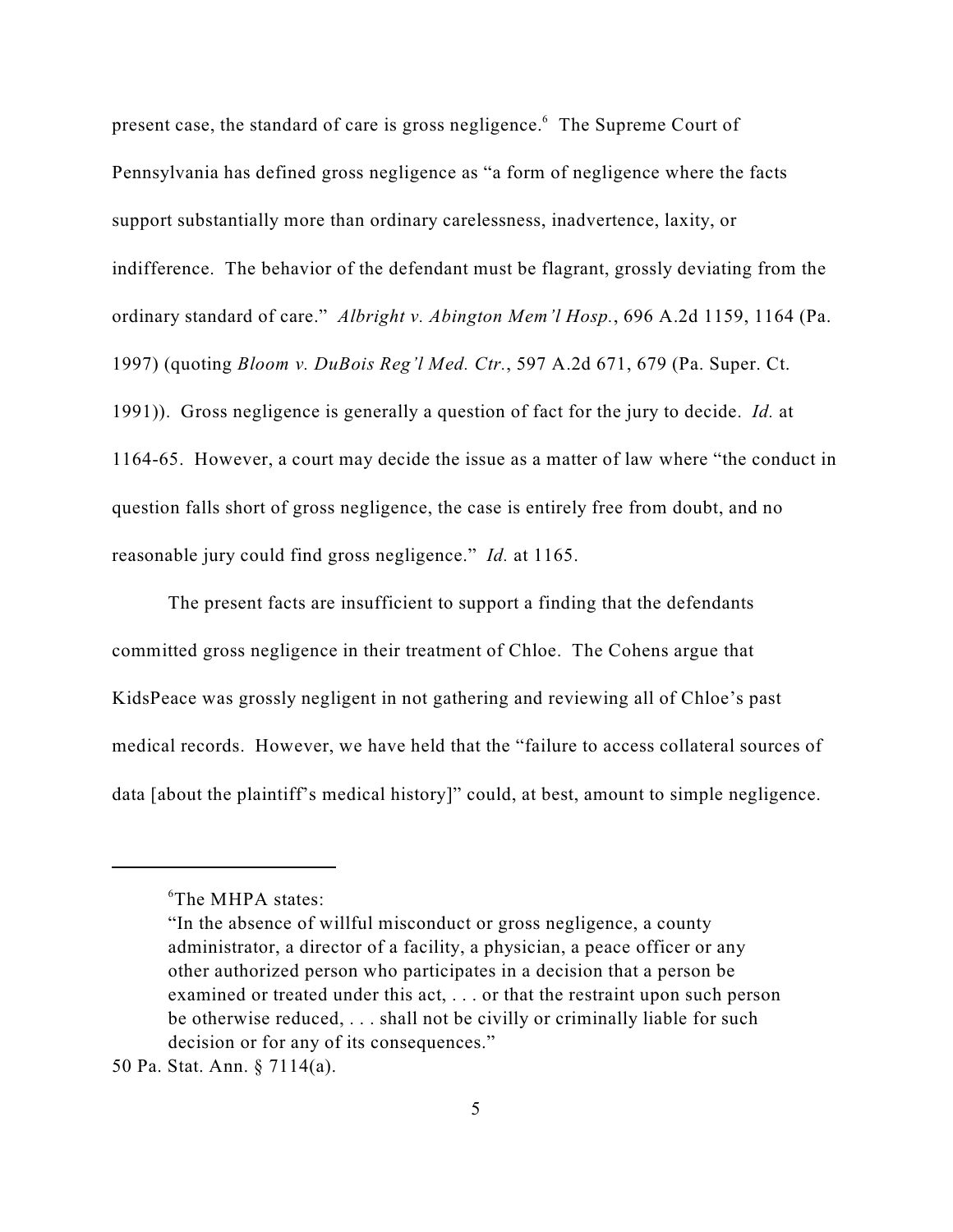present case, the standard of care is gross negligence.[6] The Supreme Court of Pennsylvania has defined gross negligence as "a form of negligence where the facts support substantially more than ordinary carelessness, inadvertence, laxity, or indifference. The behavior of the defendant must be flagrant, grossly deviating from the ordinary standard of care." *Albright v. Abington Mem'l Hosp.*, 696 A.2d 1159, 1164 (Pa. 1997) (quoting *Bloom v. DuBois Reg'l Med. Ctr.*, 597 A.2d 671, 679 (Pa. Super. Ct. 1991)). Gross negligence is generally a question of fact for the jury to decide. *Id.* at 1164-65. However, a court may decide the issue as a matter of law where "the conduct in question falls short of gross negligence, the case is entirely free from doubt, and no reasonable jury could find gross negligence." *Id.* at 1165.

The present facts are insufficient to support a finding that the defendants committed gross negligence in their treatment of Chloe. The Cohens argue that KidsPeace was grossly negligent in not gathering and reviewing all of Chloe's past medical records. However, we have held that the "failure to access collateral sources of data [about the plaintiff's medical history]" could, at best, amount to simple negligence.

---

[6]The MHPA states:

> "In the absence of willful misconduct or gross negligence, a county administrator, a director of a facility, a physician, a peace officer or any other authorized person who participates in a decision that a person be examined or treated under this act, . . . or that the restraint upon such person be otherwise reduced, . . . shall not be civilly or criminally liable for such decision or for any of its consequences."

50 Pa. Stat. Ann. § 7114(a).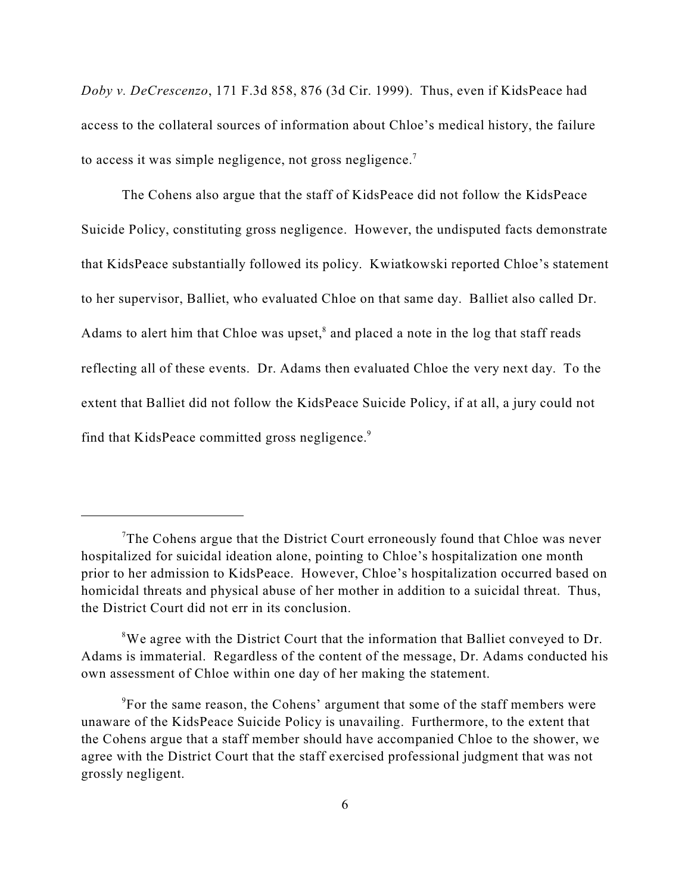*Doby v. DeCrescenzo*, 171 F.3d 858, 876 (3d Cir. 1999). Thus, even if KidsPeace had access to the collateral sources of information about Chloe's medical history, the failure to access it was simple negligence, not gross negligence.[7]

The Cohens also argue that the staff of KidsPeace did not follow the KidsPeace Suicide Policy, constituting gross negligence. However, the undisputed facts demonstrate that KidsPeace substantially followed its policy. Kwiatkowski reported Chloe's statement to her supervisor, Balliet, who evaluated Chloe on that same day. Balliet also called Dr. Adams to alert him that Chloe was upset,[8] and placed a note in the log that staff reads reflecting all of these events. Dr. Adams then evaluated Chloe the very next day. To the extent that Balliet did not follow the KidsPeace Suicide Policy, if at all, a jury could not find that KidsPeace committed gross negligence.[9]

---

[7]The Cohens argue that the District Court erroneously found that Chloe was never hospitalized for suicidal ideation alone, pointing to Chloe's hospitalization one month prior to her admission to KidsPeace. However, Chloe's hospitalization occurred based on homicidal threats and physical abuse of her mother in addition to a suicidal threat. Thus, the District Court did not err in its conclusion.

[8]We agree with the District Court that the information that Balliet conveyed to Dr. Adams is immaterial. Regardless of the content of the message, Dr. Adams conducted his own assessment of Chloe within one day of her making the statement.

[9]For the same reason, the Cohens' argument that some of the staff members were unaware of the KidsPeace Suicide Policy is unavailing. Furthermore, to the extent that the Cohens argue that a staff member should have accompanied Chloe to the shower, we agree with the District Court that the staff exercised professional judgment that was not grossly negligent.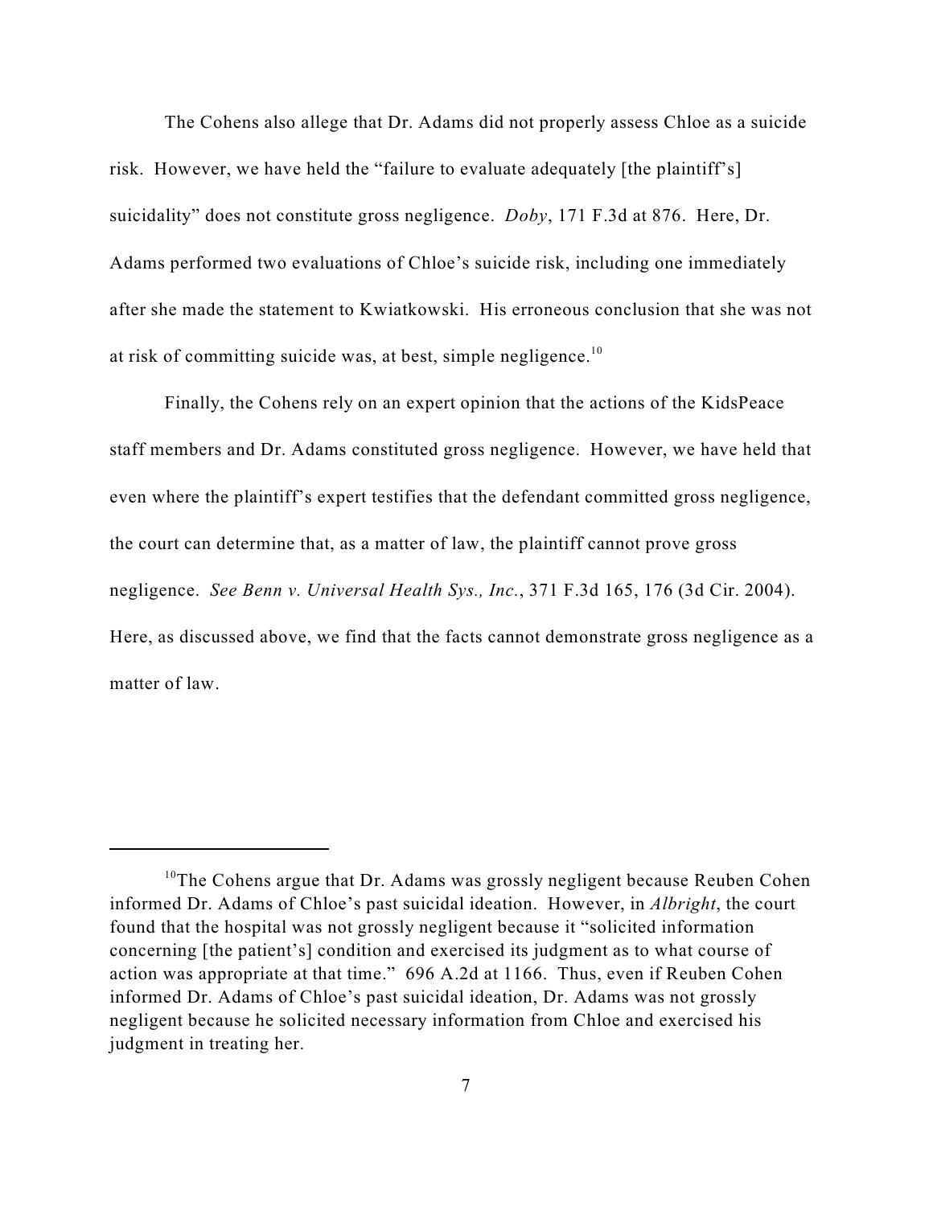The Cohens also allege that Dr. Adams did not properly assess Chloe as a suicide risk. However, we have held the "failure to evaluate adequately [the plaintiff's] suicidality" does not constitute gross negligence. *Doby*, 171 F.3d at 876. Here, Dr. Adams performed two evaluations of Chloe's suicide risk, including one immediately after she made the statement to Kwiatkowski. His erroneous conclusion that she was not at risk of committing suicide was, at best, simple negligence.[10]

Finally, the Cohens rely on an expert opinion that the actions of the KidsPeace staff members and Dr. Adams constituted gross negligence. However, we have held that even where the plaintiff's expert testifies that the defendant committed gross negligence, the court can determine that, as a matter of law, the plaintiff cannot prove gross negligence. *See Benn v. Universal Health Sys., Inc.*, 371 F.3d 165, 176 (3d Cir. 2004). Here, as discussed above, we find that the facts cannot demonstrate gross negligence as a matter of law.

---

[10]The Cohens argue that Dr. Adams was grossly negligent because Reuben Cohen informed Dr. Adams of Chloe's past suicidal ideation. However, in *Albright*, the court found that the hospital was not grossly negligent because it "solicited information concerning [the patient's] condition and exercised its judgment as to what course of action was appropriate at that time." 696 A.2d at 1166. Thus, even if Reuben Cohen informed Dr. Adams of Chloe's past suicidal ideation, Dr. Adams was not grossly negligent because he solicited necessary information from Chloe and exercised his judgment in treating her.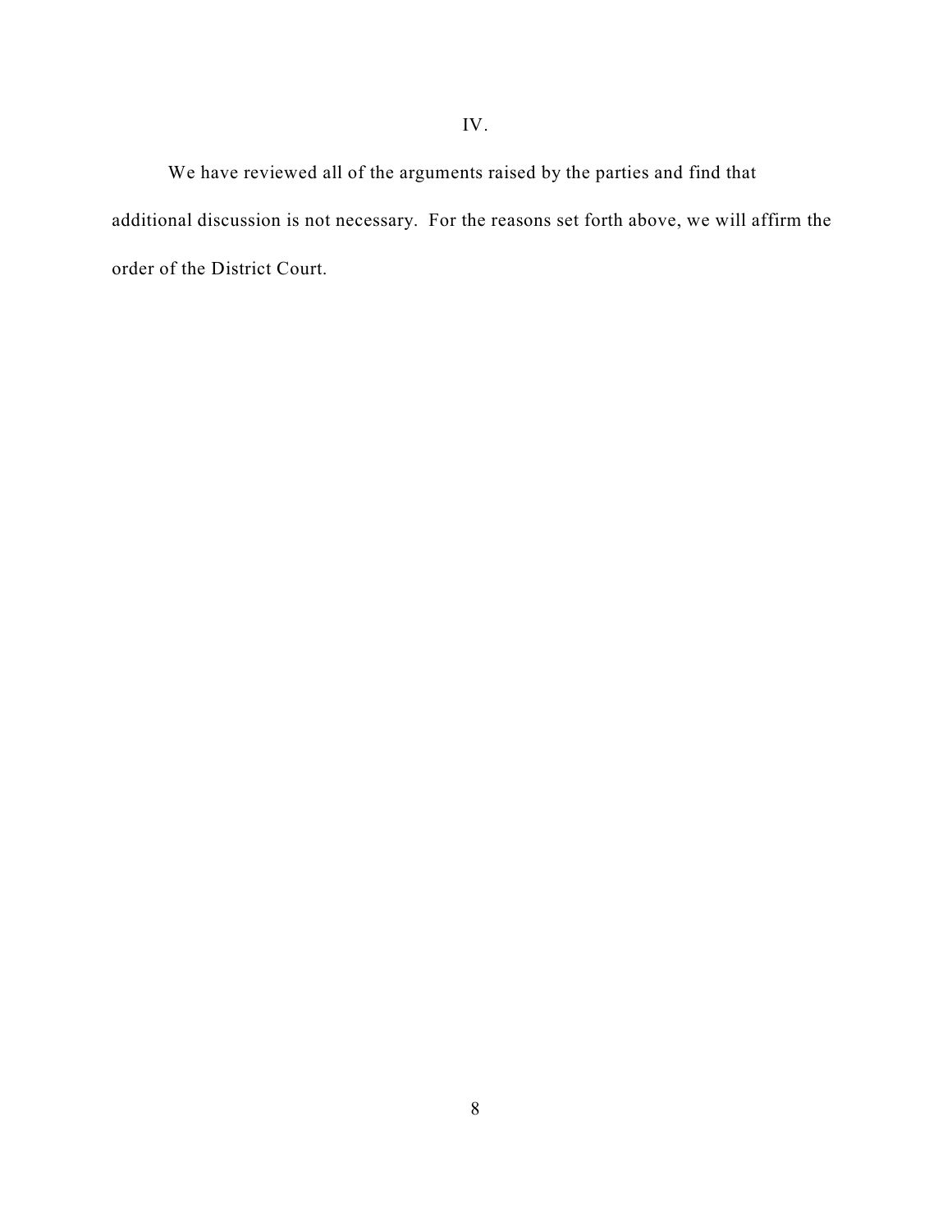## IV.

We have reviewed all of the arguments raised by the parties and find that additional discussion is not necessary. For the reasons set forth above, we will affirm the order of the District Court.